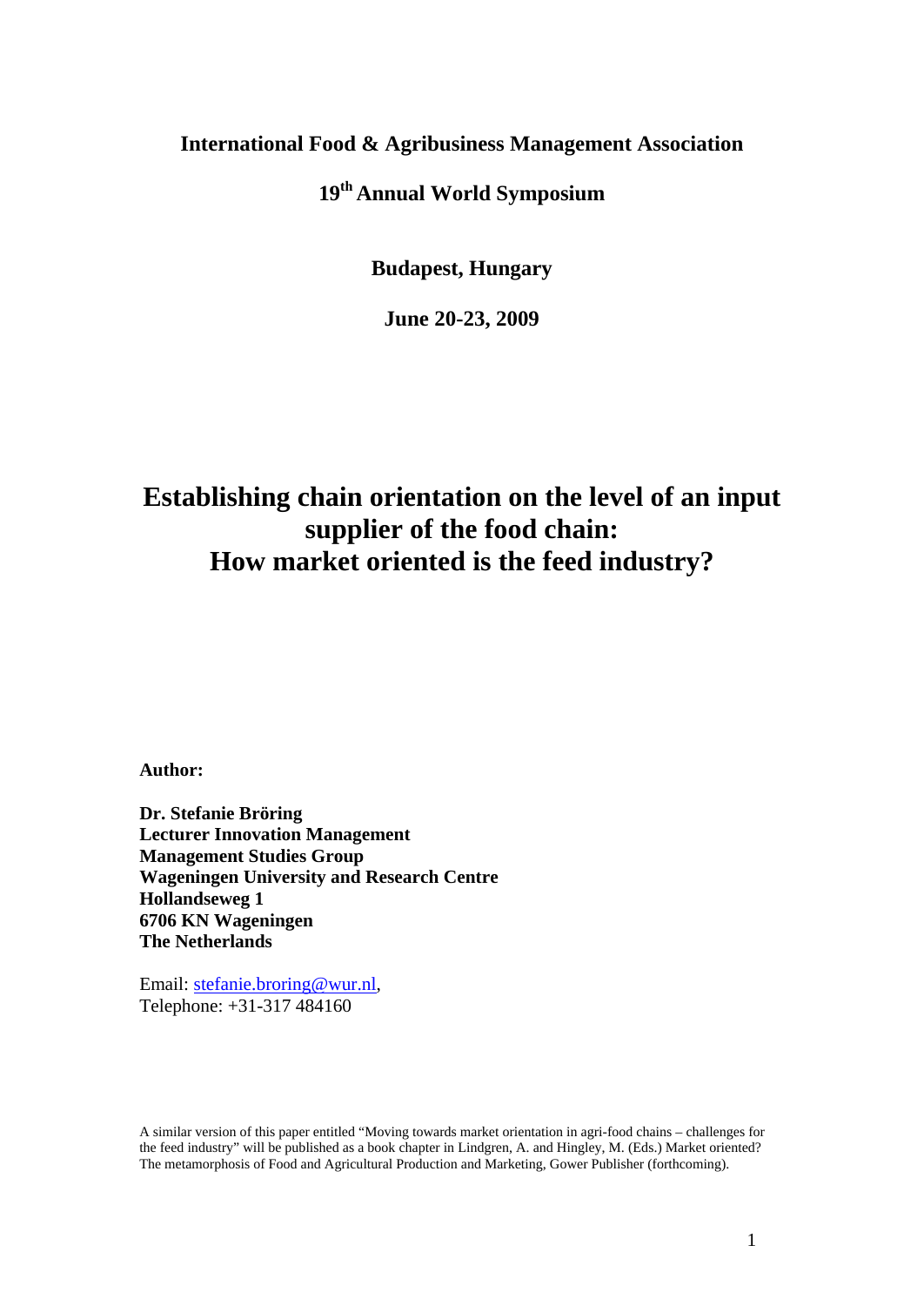**International Food & Agribusiness Management Association**

**19th Annual World Symposium**

**Budapest, Hungary**

**June 20-23, 2009**

# Establishing chain orientation on the level of an input supplier of the food chain: How market oriented is the feed industry?

**Author:**

**Dr. Stefanie Bröring**
**Lecturer Innovation Management**
**Management Studies Group**
**Wageningen University and Research Centre**
**Hollandseweg 1**
**6706 KN Wageningen**
**The Netherlands**

Email: stefanie.broring@wur.nl,
Telephone: +31-317 484160

A similar version of this paper entitled "Moving towards market orientation in agri-food chains – challenges for the feed industry" will be published as a book chapter in Lindgren, A. and Hingley, M. (Eds.) Market oriented? The metamorphosis of Food and Agricultural Production and Marketing, Gower Publisher (forthcoming).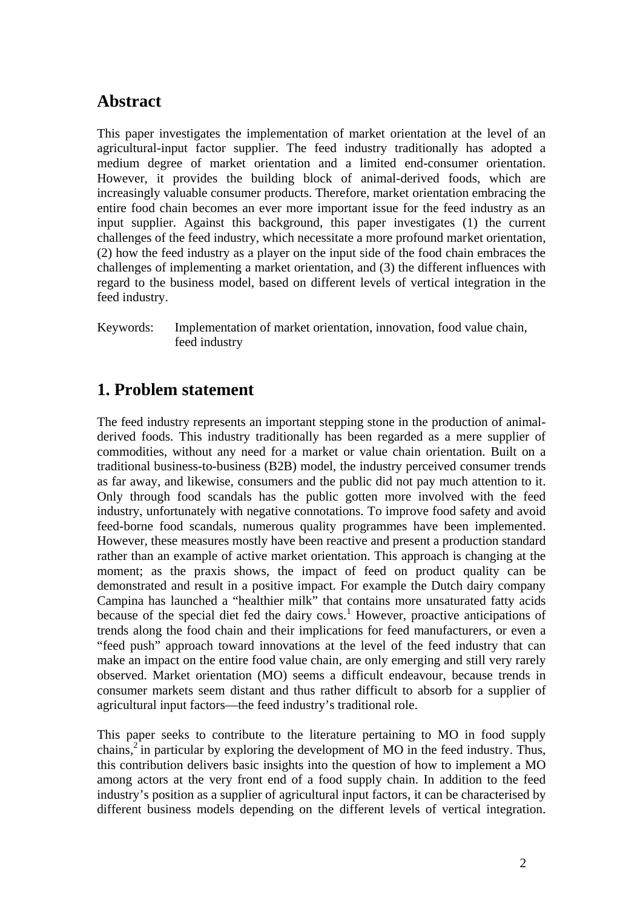## Abstract

This paper investigates the implementation of market orientation at the level of an agricultural-input factor supplier. The feed industry traditionally has adopted a medium degree of market orientation and a limited end-consumer orientation. However, it provides the building block of animal-derived foods, which are increasingly valuable consumer products. Therefore, market orientation embracing the entire food chain becomes an ever more important issue for the feed industry as an input supplier. Against this background, this paper investigates (1) the current challenges of the feed industry, which necessitate a more profound market orientation, (2) how the feed industry as a player on the input side of the food chain embraces the challenges of implementing a market orientation, and (3) the different influences with regard to the business model, based on different levels of vertical integration in the feed industry.

Keywords: Implementation of market orientation, innovation, food value chain, feed industry

## 1. Problem statement

The feed industry represents an important stepping stone in the production of animal-derived foods. This industry traditionally has been regarded as a mere supplier of commodities, without any need for a market or value chain orientation. Built on a traditional business-to-business (B2B) model, the industry perceived consumer trends as far away, and likewise, consumers and the public did not pay much attention to it. Only through food scandals has the public gotten more involved with the feed industry, unfortunately with negative connotations. To improve food safety and avoid feed-borne food scandals, numerous quality programmes have been implemented. However, these measures mostly have been reactive and present a production standard rather than an example of active market orientation. This approach is changing at the moment; as the praxis shows, the impact of feed on product quality can be demonstrated and result in a positive impact. For example the Dutch dairy company Campina has launched a "healthier milk" that contains more unsaturated fatty acids because of the special diet fed the dairy cows.[1] However, proactive anticipations of trends along the food chain and their implications for feed manufacturers, or even a "feed push" approach toward innovations at the level of the feed industry that can make an impact on the entire food value chain, are only emerging and still very rarely observed. Market orientation (MO) seems a difficult endeavour, because trends in consumer markets seem distant and thus rather difficult to absorb for a supplier of agricultural input factors—the feed industry's traditional role.

This paper seeks to contribute to the literature pertaining to MO in food supply chains,[2] in particular by exploring the development of MO in the feed industry. Thus, this contribution delivers basic insights into the question of how to implement a MO among actors at the very front end of a food supply chain. In addition to the feed industry's position as a supplier of agricultural input factors, it can be characterised by different business models depending on the different levels of vertical integration.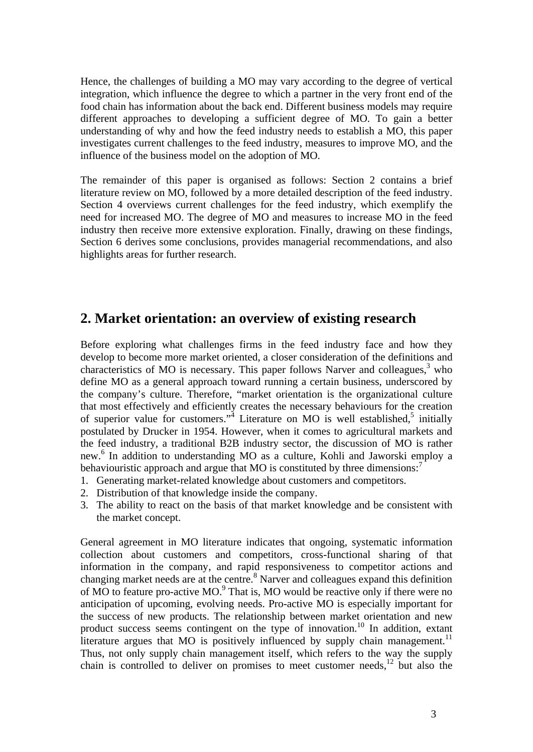Hence, the challenges of building a MO may vary according to the degree of vertical integration, which influence the degree to which a partner in the very front end of the food chain has information about the back end. Different business models may require different approaches to developing a sufficient degree of MO. To gain a better understanding of why and how the feed industry needs to establish a MO, this paper investigates current challenges to the feed industry, measures to improve MO, and the influence of the business model on the adoption of MO.

The remainder of this paper is organised as follows: Section 2 contains a brief literature review on MO, followed by a more detailed description of the feed industry. Section 4 overviews current challenges for the feed industry, which exemplify the need for increased MO. The degree of MO and measures to increase MO in the feed industry then receive more extensive exploration. Finally, drawing on these findings, Section 6 derives some conclusions, provides managerial recommendations, and also highlights areas for further research.

## 2. Market orientation: an overview of existing research

Before exploring what challenges firms in the feed industry face and how they develop to become more market oriented, a closer consideration of the definitions and characteristics of MO is necessary. This paper follows Narver and colleagues,[3] who define MO as a general approach toward running a certain business, underscored by the company's culture. Therefore, "market orientation is the organizational culture that most effectively and efficiently creates the necessary behaviours for the creation of superior value for customers."[4] Literature on MO is well established,[5] initially postulated by Drucker in 1954. However, when it comes to agricultural markets and the feed industry, a traditional B2B industry sector, the discussion of MO is rather new.[6] In addition to understanding MO as a culture, Kohli and Jaworski employ a behaviouristic approach and argue that MO is constituted by three dimensions:[7]

1. Generating market-related knowledge about customers and competitors.
2. Distribution of that knowledge inside the company.
3. The ability to react on the basis of that market knowledge and be consistent with the market concept.

General agreement in MO literature indicates that ongoing, systematic information collection about customers and competitors, cross-functional sharing of that information in the company, and rapid responsiveness to competitor actions and changing market needs are at the centre.[8] Narver and colleagues expand this definition of MO to feature pro-active MO.[9] That is, MO would be reactive only if there were no anticipation of upcoming, evolving needs. Pro-active MO is especially important for the success of new products. The relationship between market orientation and new product success seems contingent on the type of innovation.[10] In addition, extant literature argues that MO is positively influenced by supply chain management.[11] Thus, not only supply chain management itself, which refers to the way the supply chain is controlled to deliver on promises to meet customer needs,[12] but also the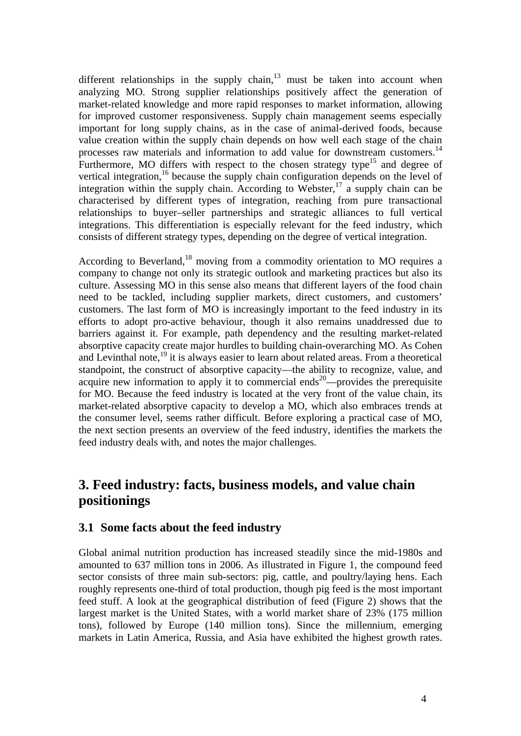different relationships in the supply chain,[13] must be taken into account when analyzing MO. Strong supplier relationships positively affect the generation of market-related knowledge and more rapid responses to market information, allowing for improved customer responsiveness. Supply chain management seems especially important for long supply chains, as in the case of animal-derived foods, because value creation within the supply chain depends on how well each stage of the chain processes raw materials and information to add value for downstream customers.[14] Furthermore, MO differs with respect to the chosen strategy type[15] and degree of vertical integration,[16] because the supply chain configuration depends on the level of integration within the supply chain. According to Webster,[17] a supply chain can be characterised by different types of integration, reaching from pure transactional relationships to buyer–seller partnerships and strategic alliances to full vertical integrations. This differentiation is especially relevant for the feed industry, which consists of different strategy types, depending on the degree of vertical integration.

According to Beverland,[18] moving from a commodity orientation to MO requires a company to change not only its strategic outlook and marketing practices but also its culture. Assessing MO in this sense also means that different layers of the food chain need to be tackled, including supplier markets, direct customers, and customers' customers. The last form of MO is increasingly important to the feed industry in its efforts to adopt pro-active behaviour, though it also remains unaddressed due to barriers against it. For example, path dependency and the resulting market-related absorptive capacity create major hurdles to building chain-overarching MO. As Cohen and Levinthal note,[19] it is always easier to learn about related areas. From a theoretical standpoint, the construct of absorptive capacity—the ability to recognize, value, and acquire new information to apply it to commercial ends[20]—provides the prerequisite for MO. Because the feed industry is located at the very front of the value chain, its market-related absorptive capacity to develop a MO, which also embraces trends at the consumer level, seems rather difficult. Before exploring a practical case of MO, the next section presents an overview of the feed industry, identifies the markets the feed industry deals with, and notes the major challenges.

# 3. Feed industry: facts, business models, and value chain positionings

## 3.1 Some facts about the feed industry

Global animal nutrition production has increased steadily since the mid-1980s and amounted to 637 million tons in 2006. As illustrated in Figure 1, the compound feed sector consists of three main sub-sectors: pig, cattle, and poultry/laying hens. Each roughly represents one-third of total production, though pig feed is the most important feed stuff. A look at the geographical distribution of feed (Figure 2) shows that the largest market is the United States, with a world market share of 23% (175 million tons), followed by Europe (140 million tons). Since the millennium, emerging markets in Latin America, Russia, and Asia have exhibited the highest growth rates.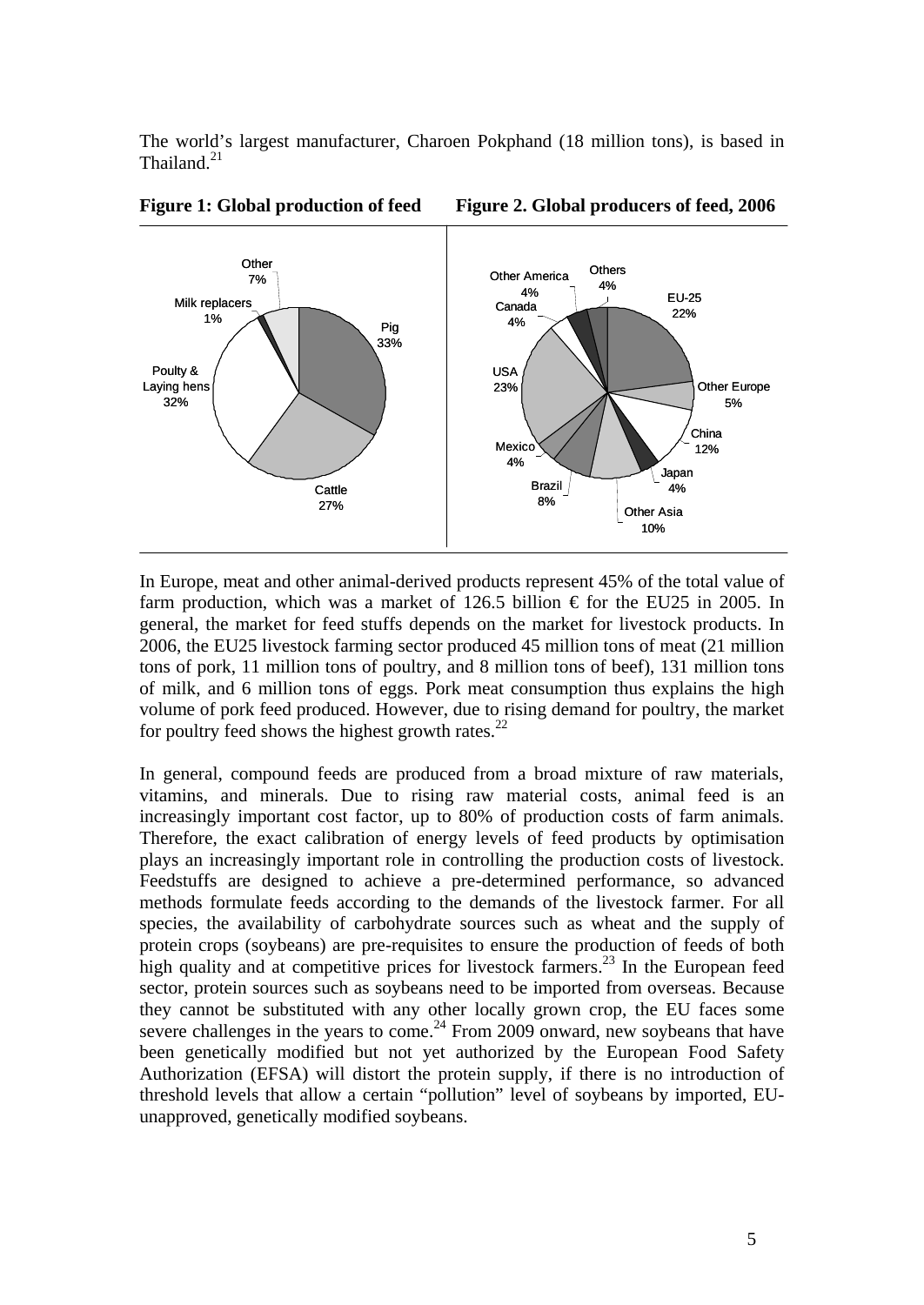The world's largest manufacturer, Charoen Pokphand (18 million tons), is based in Thailand.[21]

**Figure 1: Global production of feed** **Figure 2. Global producers of feed, 2006**

In Europe, meat and other animal-derived products represent 45% of the total value of farm production, which was a market of 126.5 billion € for the EU25 in 2005. In general, the market for feed stuffs depends on the market for livestock products. In 2006, the EU25 livestock farming sector produced 45 million tons of meat (21 million tons of pork, 11 million tons of poultry, and 8 million tons of beef), 131 million tons of milk, and 6 million tons of eggs. Pork meat consumption thus explains the high volume of pork feed produced. However, due to rising demand for poultry, the market for poultry feed shows the highest growth rates.[22]

In general, compound feeds are produced from a broad mixture of raw materials, vitamins, and minerals. Due to rising raw material costs, animal feed is an increasingly important cost factor, up to 80% of production costs of farm animals. Therefore, the exact calibration of energy levels of feed products by optimisation plays an increasingly important role in controlling the production costs of livestock. Feedstuffs are designed to achieve a pre-determined performance, so advanced methods formulate feeds according to the demands of the livestock farmer. For all species, the availability of carbohydrate sources such as wheat and the supply of protein crops (soybeans) are pre-requisites to ensure the production of feeds of both high quality and at competitive prices for livestock farmers.[23] In the European feed sector, protein sources such as soybeans need to be imported from overseas. Because they cannot be substituted with any other locally grown crop, the EU faces some severe challenges in the years to come.[24] From 2009 onward, new soybeans that have been genetically modified but not yet authorized by the European Food Safety Authorization (EFSA) will distort the protein supply, if there is no introduction of threshold levels that allow a certain "pollution" level of soybeans by imported, EU-unapproved, genetically modified soybeans.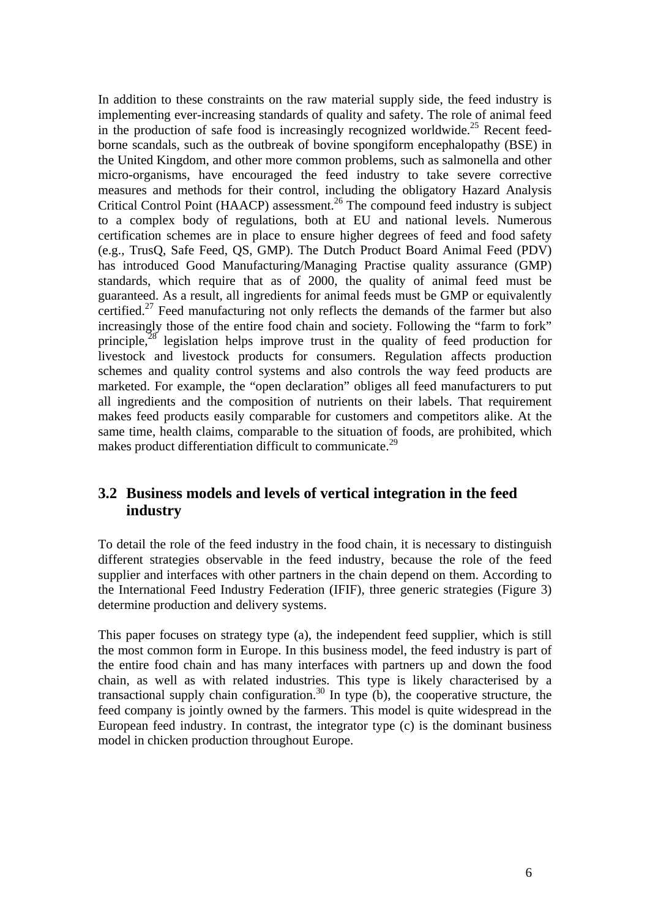In addition to these constraints on the raw material supply side, the feed industry is implementing ever-increasing standards of quality and safety. The role of animal feed in the production of safe food is increasingly recognized worldwide.[25] Recent feed-borne scandals, such as the outbreak of bovine spongiform encephalopathy (BSE) in the United Kingdom, and other more common problems, such as salmonella and other micro-organisms, have encouraged the feed industry to take severe corrective measures and methods for their control, including the obligatory Hazard Analysis Critical Control Point (HAACP) assessment.[26] The compound feed industry is subject to a complex body of regulations, both at EU and national levels. Numerous certification schemes are in place to ensure higher degrees of feed and food safety (e.g., TrusQ, Safe Feed, QS, GMP). The Dutch Product Board Animal Feed (PDV) has introduced Good Manufacturing/Managing Practise quality assurance (GMP) standards, which require that as of 2000, the quality of animal feed must be guaranteed. As a result, all ingredients for animal feeds must be GMP or equivalently certified.[27] Feed manufacturing not only reflects the demands of the farmer but also increasingly those of the entire food chain and society. Following the "farm to fork" principle,[28] legislation helps improve trust in the quality of feed production for livestock and livestock products for consumers. Regulation affects production schemes and quality control systems and also controls the way feed products are marketed. For example, the "open declaration" obliges all feed manufacturers to put all ingredients and the composition of nutrients on their labels. That requirement makes feed products easily comparable for customers and competitors alike. At the same time, health claims, comparable to the situation of foods, are prohibited, which makes product differentiation difficult to communicate.[29]

## 3.2 Business models and levels of vertical integration in the feed industry

To detail the role of the feed industry in the food chain, it is necessary to distinguish different strategies observable in the feed industry, because the role of the feed supplier and interfaces with other partners in the chain depend on them. According to the International Feed Industry Federation (IFIF), three generic strategies (Figure 3) determine production and delivery systems.

This paper focuses on strategy type (a), the independent feed supplier, which is still the most common form in Europe. In this business model, the feed industry is part of the entire food chain and has many interfaces with partners up and down the food chain, as well as with related industries. This type is likely characterised by a transactional supply chain configuration.[30] In type (b), the cooperative structure, the feed company is jointly owned by the farmers. This model is quite widespread in the European feed industry. In contrast, the integrator type (c) is the dominant business model in chicken production throughout Europe.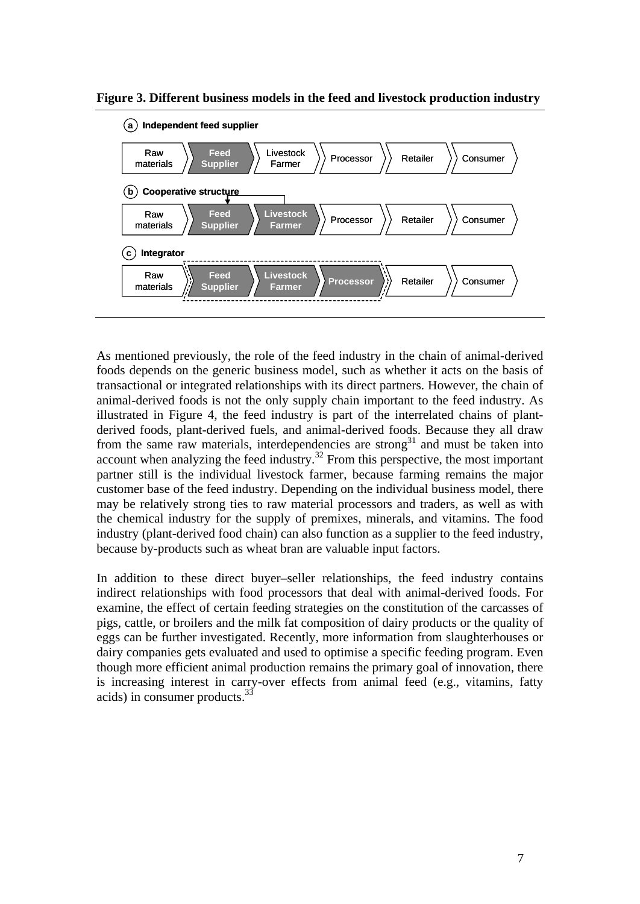**Figure 3. Different business models in the feed and livestock production industry**

(a) **Independent feed supplier**

Raw materials → **Feed Supplier** → Livestock Farmer → Processor → Retailer → Consumer

(b) **Cooperative structure**

Raw materials → **Feed Supplier** → **Livestock Farmer** → Processor → Retailer → Consumer

(c) **Integrator**

Raw materials → **Feed Supplier** → **Livestock Farmer** → **Processor** → Retailer → Consumer

As mentioned previously, the role of the feed industry in the chain of animal-derived foods depends on the generic business model, such as whether it acts on the basis of transactional or integrated relationships with its direct partners. However, the chain of animal-derived foods is not the only supply chain important to the feed industry. As illustrated in Figure 4, the feed industry is part of the interrelated chains of plant-derived foods, plant-derived fuels, and animal-derived foods. Because they all draw from the same raw materials, interdependencies are strong[31] and must be taken into account when analyzing the feed industry.[32] From this perspective, the most important partner still is the individual livestock farmer, because farming remains the major customer base of the feed industry. Depending on the individual business model, there may be relatively strong ties to raw material processors and traders, as well as with the chemical industry for the supply of premixes, minerals, and vitamins. The food industry (plant-derived food chain) can also function as a supplier to the feed industry, because by-products such as wheat bran are valuable input factors.

In addition to these direct buyer–seller relationships, the feed industry contains indirect relationships with food processors that deal with animal-derived foods. For examine, the effect of certain feeding strategies on the constitution of the carcasses of pigs, cattle, or broilers and the milk fat composition of dairy products or the quality of eggs can be further investigated. Recently, more information from slaughterhouses or dairy companies gets evaluated and used to optimise a specific feeding program. Even though more efficient animal production remains the primary goal of innovation, there is increasing interest in carry-over effects from animal feed (e.g., vitamins, fatty acids) in consumer products.[33]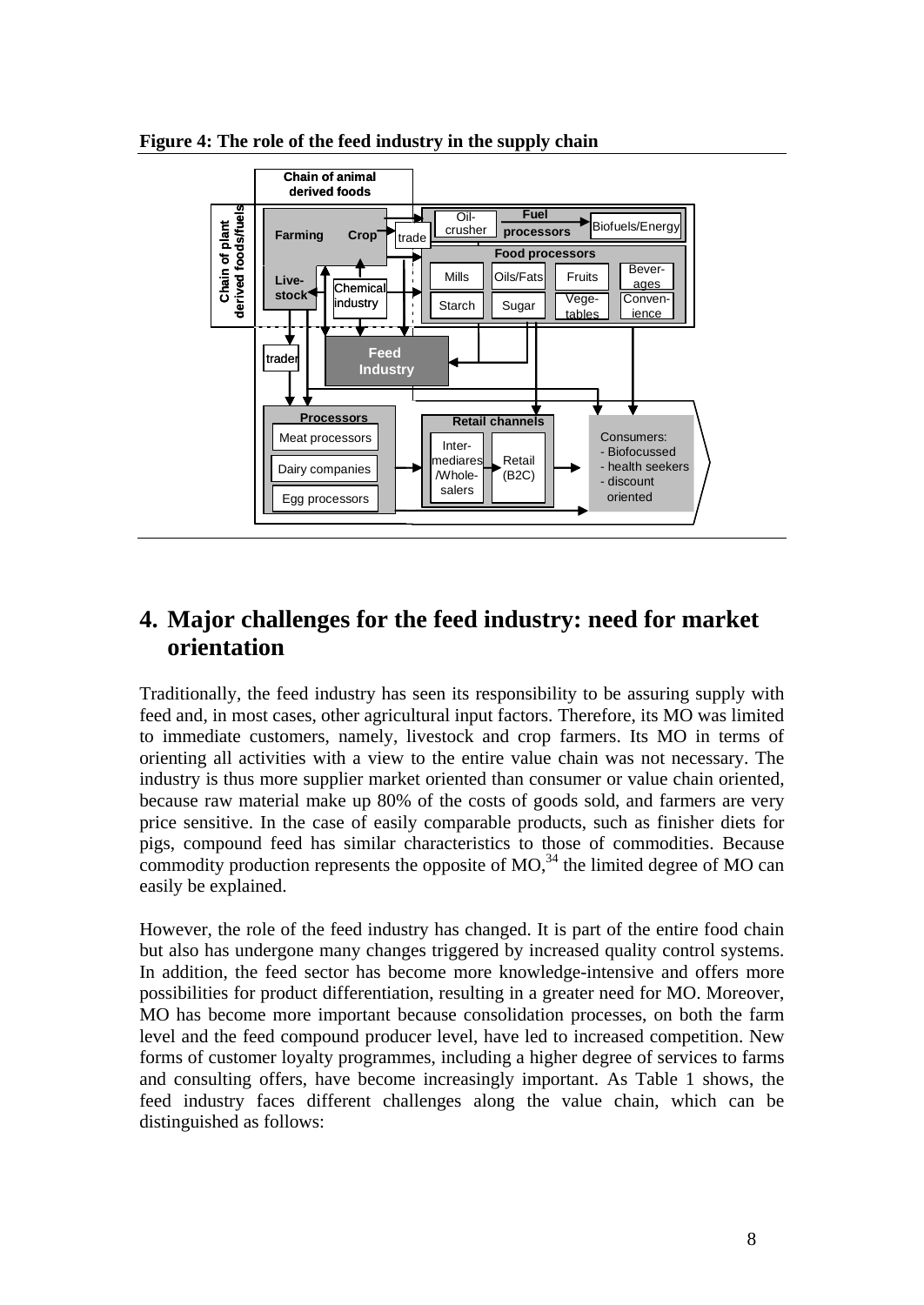**Figure 4: The role of the feed industry in the supply chain**

## 4. Major challenges for the feed industry: need for market orientation

Traditionally, the feed industry has seen its responsibility to be assuring supply with feed and, in most cases, other agricultural input factors. Therefore, its MO was limited to immediate customers, namely, livestock and crop farmers. Its MO in terms of orienting all activities with a view to the entire value chain was not necessary. The industry is thus more supplier market oriented than consumer or value chain oriented, because raw material make up 80% of the costs of goods sold, and farmers are very price sensitive. In the case of easily comparable products, such as finisher diets for pigs, compound feed has similar characteristics to those of commodities. Because commodity production represents the opposite of MO,[34] the limited degree of MO can easily be explained.

However, the role of the feed industry has changed. It is part of the entire food chain but also has undergone many changes triggered by increased quality control systems. In addition, the feed sector has become more knowledge-intensive and offers more possibilities for product differentiation, resulting in a greater need for MO. Moreover, MO has become more important because consolidation processes, on both the farm level and the feed compound producer level, have led to increased competition. New forms of customer loyalty programmes, including a higher degree of services to farms and consulting offers, have become increasingly important. As Table 1 shows, the feed industry faces different challenges along the value chain, which can be distinguished as follows: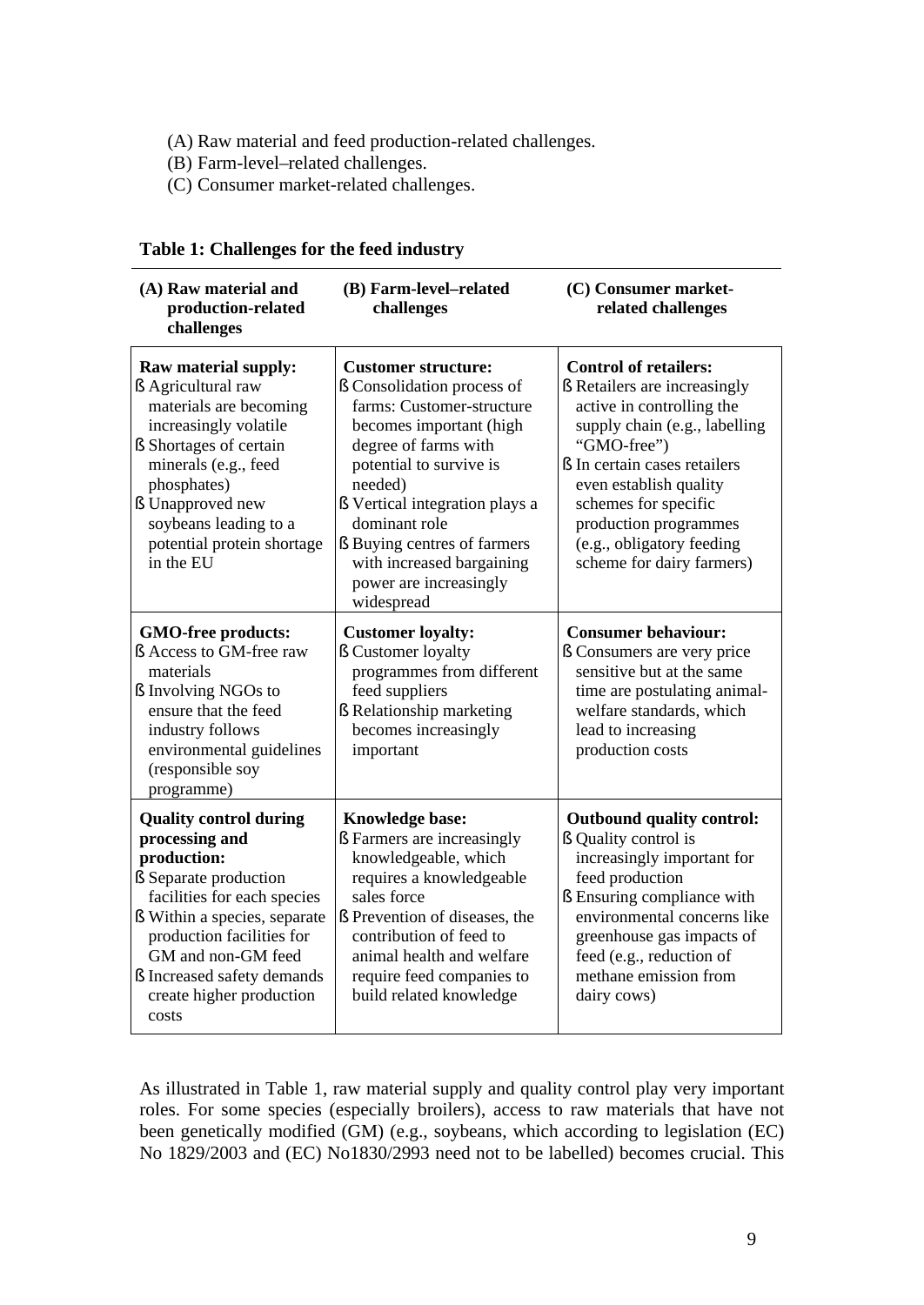(A) Raw material and feed production-related challenges.
(B) Farm-level–related challenges.
(C) Consumer market-related challenges.

**Table 1: Challenges for the feed industry**

| (A) Raw material and production-related challenges | (B) Farm-level–related challenges | (C) Consumer market-related challenges |
|---|---|---|
| **Raw material supply:**<br>§ Agricultural raw materials are becoming increasingly volatile<br>§ Shortages of certain minerals (e.g., feed phosphates)<br>§ Unapproved new soybeans leading to a potential protein shortage in the EU | **Customer structure:**<br>§ Consolidation process of farms: Customer-structure becomes important (high degree of farms with potential to survive is needed)<br>§ Vertical integration plays a dominant role<br>§ Buying centres of farmers with increased bargaining power are increasingly widespread | **Control of retailers:**<br>§ Retailers are increasingly active in controlling the supply chain (e.g., labelling "GMO-free")<br>§ In certain cases retailers even establish quality schemes for specific production programmes (e.g., obligatory feeding scheme for dairy farmers) |
| **GMO-free products:**<br>§ Access to GM-free raw materials<br>§ Involving NGOs to ensure that the feed industry follows environmental guidelines (responsible soy programme) | **Customer loyalty:**<br>§ Customer loyalty programmes from different feed suppliers<br>§ Relationship marketing becomes increasingly important | **Consumer behaviour:**<br>§ Consumers are very price sensitive but at the same time are postulating animal-welfare standards, which lead to increasing production costs |
| **Quality control during processing and production:**<br>§ Separate production facilities for each species<br>§ Within a species, separate production facilities for GM and non-GM feed<br>§ Increased safety demands create higher production costs | **Knowledge base:**<br>§ Farmers are increasingly knowledgeable, which requires a knowledgeable sales force<br>§ Prevention of diseases, the contribution of feed to animal health and welfare require feed companies to build related knowledge | **Outbound quality control:**<br>§ Quality control is increasingly important for feed production<br>§ Ensuring compliance with environmental concerns like greenhouse gas impacts of feed (e.g., reduction of methane emission from dairy cows) |

As illustrated in Table 1, raw material supply and quality control play very important roles. For some species (especially broilers), access to raw materials that have not been genetically modified (GM) (e.g., soybeans, which according to legislation (EC) No 1829/2003 and (EC) No1830/2993 need not to be labelled) becomes crucial. This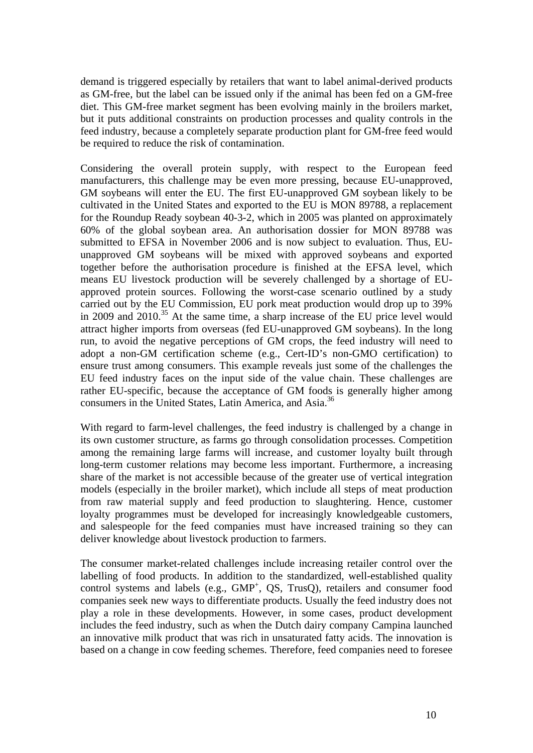demand is triggered especially by retailers that want to label animal-derived products as GM-free, but the label can be issued only if the animal has been fed on a GM-free diet. This GM-free market segment has been evolving mainly in the broilers market, but it puts additional constraints on production processes and quality controls in the feed industry, because a completely separate production plant for GM-free feed would be required to reduce the risk of contamination.

Considering the overall protein supply, with respect to the European feed manufacturers, this challenge may be even more pressing, because EU-unapproved, GM soybeans will enter the EU. The first EU-unapproved GM soybean likely to be cultivated in the United States and exported to the EU is MON 89788, a replacement for the Roundup Ready soybean 40-3-2, which in 2005 was planted on approximately 60% of the global soybean area. An authorisation dossier for MON 89788 was submitted to EFSA in November 2006 and is now subject to evaluation. Thus, EU-unapproved GM soybeans will be mixed with approved soybeans and exported together before the authorisation procedure is finished at the EFSA level, which means EU livestock production will be severely challenged by a shortage of EU-approved protein sources. Following the worst-case scenario outlined by a study carried out by the EU Commission, EU pork meat production would drop up to 39% in 2009 and 2010.[35] At the same time, a sharp increase of the EU price level would attract higher imports from overseas (fed EU-unapproved GM soybeans). In the long run, to avoid the negative perceptions of GM crops, the feed industry will need to adopt a non-GM certification scheme (e.g., Cert-ID's non-GMO certification) to ensure trust among consumers. This example reveals just some of the challenges the EU feed industry faces on the input side of the value chain. These challenges are rather EU-specific, because the acceptance of GM foods is generally higher among consumers in the United States, Latin America, and Asia.[36]

With regard to farm-level challenges, the feed industry is challenged by a change in its own customer structure, as farms go through consolidation processes. Competition among the remaining large farms will increase, and customer loyalty built through long-term customer relations may become less important. Furthermore, a increasing share of the market is not accessible because of the greater use of vertical integration models (especially in the broiler market), which include all steps of meat production from raw material supply and feed production to slaughtering. Hence, customer loyalty programmes must be developed for increasingly knowledgeable customers, and salespeople for the feed companies must have increased training so they can deliver knowledge about livestock production to farmers.

The consumer market-related challenges include increasing retailer control over the labelling of food products. In addition to the standardized, well-established quality control systems and labels (e.g., GMP$^+$, QS, TrusQ), retailers and consumer food companies seek new ways to differentiate products. Usually the feed industry does not play a role in these developments. However, in some cases, product development includes the feed industry, such as when the Dutch dairy company Campina launched an innovative milk product that was rich in unsaturated fatty acids. The innovation is based on a change in cow feeding schemes. Therefore, feed companies need to foresee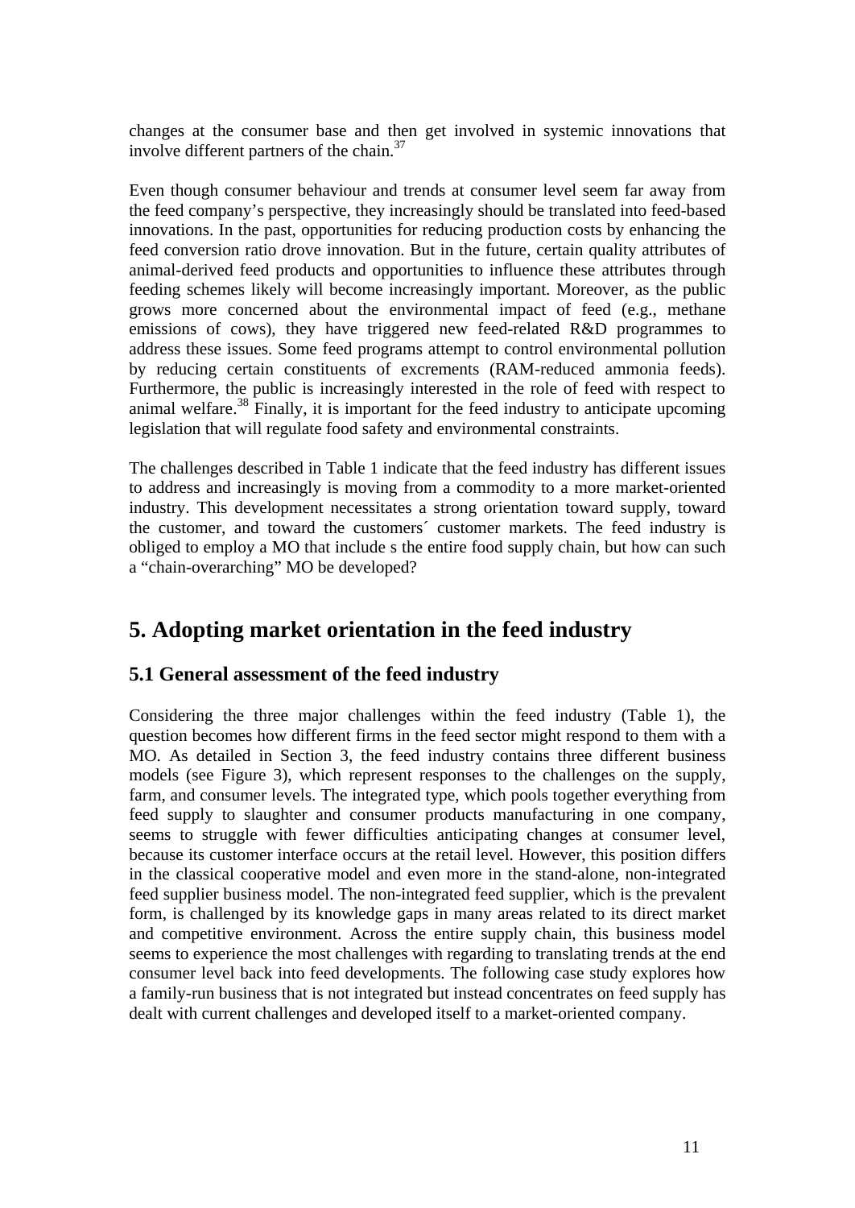changes at the consumer base and then get involved in systemic innovations that involve different partners of the chain.[37]

Even though consumer behaviour and trends at consumer level seem far away from the feed company's perspective, they increasingly should be translated into feed-based innovations. In the past, opportunities for reducing production costs by enhancing the feed conversion ratio drove innovation. But in the future, certain quality attributes of animal-derived feed products and opportunities to influence these attributes through feeding schemes likely will become increasingly important. Moreover, as the public grows more concerned about the environmental impact of feed (e.g., methane emissions of cows), they have triggered new feed-related R&D programmes to address these issues. Some feed programs attempt to control environmental pollution by reducing certain constituents of excrements (RAM-reduced ammonia feeds). Furthermore, the public is increasingly interested in the role of feed with respect to animal welfare.[38] Finally, it is important for the feed industry to anticipate upcoming legislation that will regulate food safety and environmental constraints.

The challenges described in Table 1 indicate that the feed industry has different issues to address and increasingly is moving from a commodity to a more market-oriented industry. This development necessitates a strong orientation toward supply, toward the customer, and toward the customers´ customer markets. The feed industry is obliged to employ a MO that include s the entire food supply chain, but how can such a "chain-overarching" MO be developed?

# 5. Adopting market orientation in the feed industry

## 5.1 General assessment of the feed industry

Considering the three major challenges within the feed industry (Table 1), the question becomes how different firms in the feed sector might respond to them with a MO. As detailed in Section 3, the feed industry contains three different business models (see Figure 3), which represent responses to the challenges on the supply, farm, and consumer levels. The integrated type, which pools together everything from feed supply to slaughter and consumer products manufacturing in one company, seems to struggle with fewer difficulties anticipating changes at consumer level, because its customer interface occurs at the retail level. However, this position differs in the classical cooperative model and even more in the stand-alone, non-integrated feed supplier business model. The non-integrated feed supplier, which is the prevalent form, is challenged by its knowledge gaps in many areas related to its direct market and competitive environment. Across the entire supply chain, this business model seems to experience the most challenges with regarding to translating trends at the end consumer level back into feed developments. The following case study explores how a family-run business that is not integrated but instead concentrates on feed supply has dealt with current challenges and developed itself to a market-oriented company.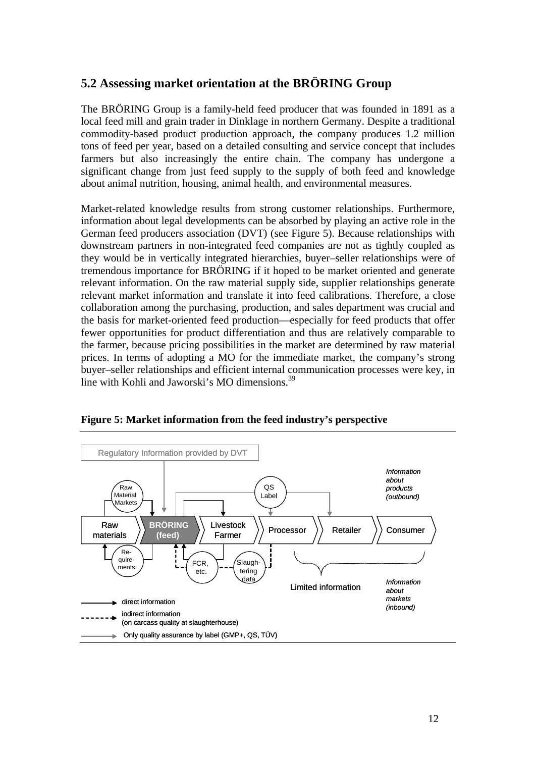## 5.2 Assessing market orientation at the BRÖRING Group

The BRÖRING Group is a family-held feed producer that was founded in 1891 as a local feed mill and grain trader in Dinklage in northern Germany. Despite a traditional commodity-based product production approach, the company produces 1.2 million tons of feed per year, based on a detailed consulting and service concept that includes farmers but also increasingly the entire chain. The company has undergone a significant change from just feed supply to the supply of both feed and knowledge about animal nutrition, housing, animal health, and environmental measures.

Market-related knowledge results from strong customer relationships. Furthermore, information about legal developments can be absorbed by playing an active role in the German feed producers association (DVT) (see Figure 5). Because relationships with downstream partners in non-integrated feed companies are not as tightly coupled as they would be in vertically integrated hierarchies, buyer–seller relationships were of tremendous importance for BRÖRING if it hoped to be market oriented and generate relevant information. On the raw material supply side, supplier relationships generate relevant market information and translate it into feed calibrations. Therefore, a close collaboration among the purchasing, production, and sales department was crucial and the basis for market-oriented feed production—especially for feed products that offer fewer opportunities for product differentiation and thus are relatively comparable to the farmer, because pricing possibilities in the market are determined by raw material prices. In terms of adopting a MO for the immediate market, the company's strong buyer–seller relationships and efficient internal communication processes were key, in line with Kohli and Jaworski's MO dimensions.[39]

**Figure 5: Market information from the feed industry's perspective**

Regulatory Information provided by DVT

Raw Material Markets | QS Label | *Information about products (outbound)*

Raw materials → BRÖRING (feed) → Livestock Farmer → Processor → Retailer → Consumer

Re-quirements | FCR, etc. | Slaugh-tering data | Limited information | *Information about markets (inbound)*

direct information

indirect information (on carcass quality at slaughterhouse)

Only quality assurance by label (GMP+, QS, TÜV)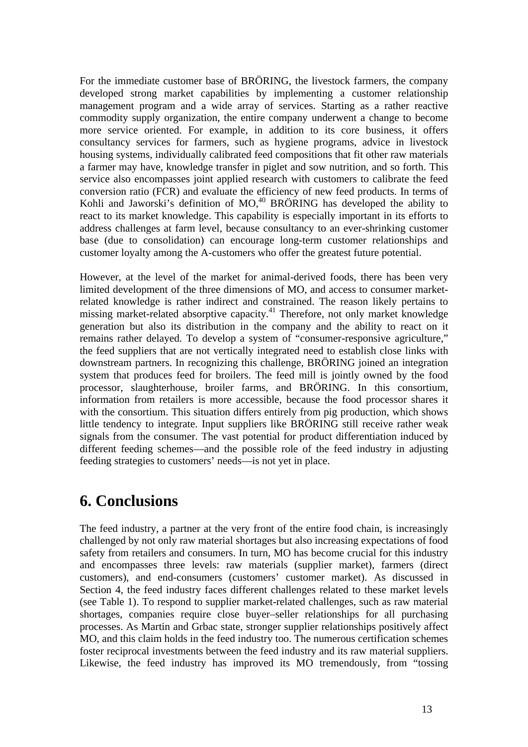For the immediate customer base of BRÖRING, the livestock farmers, the company developed strong market capabilities by implementing a customer relationship management program and a wide array of services. Starting as a rather reactive commodity supply organization, the entire company underwent a change to become more service oriented. For example, in addition to its core business, it offers consultancy services for farmers, such as hygiene programs, advice in livestock housing systems, individually calibrated feed compositions that fit other raw materials a farmer may have, knowledge transfer in piglet and sow nutrition, and so forth. This service also encompasses joint applied research with customers to calibrate the feed conversion ratio (FCR) and evaluate the efficiency of new feed products. In terms of Kohli and Jaworski's definition of MO,[40] BRÖRING has developed the ability to react to its market knowledge. This capability is especially important in its efforts to address challenges at farm level, because consultancy to an ever-shrinking customer base (due to consolidation) can encourage long-term customer relationships and customer loyalty among the A-customers who offer the greatest future potential.

However, at the level of the market for animal-derived foods, there has been very limited development of the three dimensions of MO, and access to consumer market-related knowledge is rather indirect and constrained. The reason likely pertains to missing market-related absorptive capacity.[41] Therefore, not only market knowledge generation but also its distribution in the company and the ability to react on it remains rather delayed. To develop a system of "consumer-responsive agriculture," the feed suppliers that are not vertically integrated need to establish close links with downstream partners. In recognizing this challenge, BRÖRING joined an integration system that produces feed for broilers. The feed mill is jointly owned by the food processor, slaughterhouse, broiler farms, and BRÖRING. In this consortium, information from retailers is more accessible, because the food processor shares it with the consortium. This situation differs entirely from pig production, which shows little tendency to integrate. Input suppliers like BRÖRING still receive rather weak signals from the consumer. The vast potential for product differentiation induced by different feeding schemes—and the possible role of the feed industry in adjusting feeding strategies to customers' needs—is not yet in place.

# 6. Conclusions

The feed industry, a partner at the very front of the entire food chain, is increasingly challenged by not only raw material shortages but also increasing expectations of food safety from retailers and consumers. In turn, MO has become crucial for this industry and encompasses three levels: raw materials (supplier market), farmers (direct customers), and end-consumers (customers' customer market). As discussed in Section 4, the feed industry faces different challenges related to these market levels (see Table 1). To respond to supplier market-related challenges, such as raw material shortages, companies require close buyer–seller relationships for all purchasing processes. As Martin and Grbac state, stronger supplier relationships positively affect MO, and this claim holds in the feed industry too. The numerous certification schemes foster reciprocal investments between the feed industry and its raw material suppliers. Likewise, the feed industry has improved its MO tremendously, from "tossing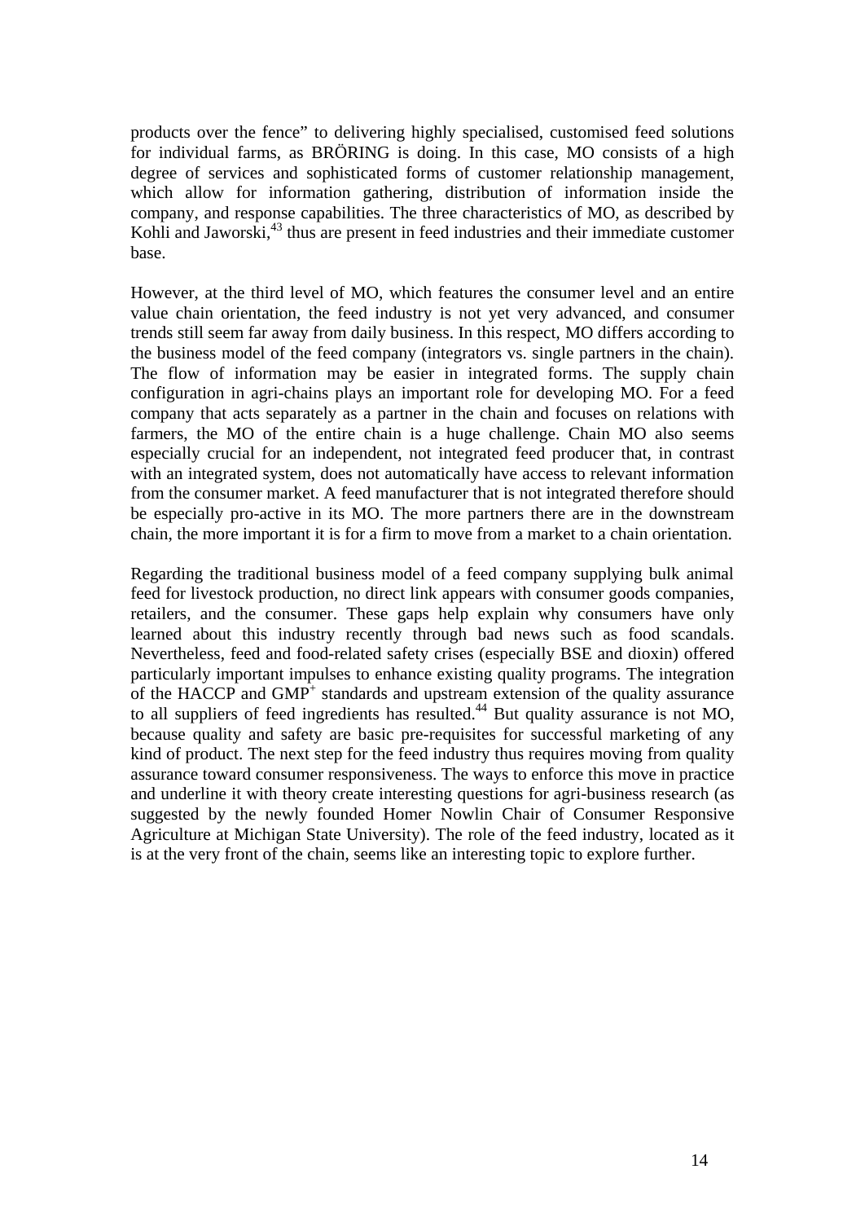products over the fence" to delivering highly specialised, customised feed solutions for individual farms, as BRÖRING is doing. In this case, MO consists of a high degree of services and sophisticated forms of customer relationship management, which allow for information gathering, distribution of information inside the company, and response capabilities. The three characteristics of MO, as described by Kohli and Jaworski,[43] thus are present in feed industries and their immediate customer base.

However, at the third level of MO, which features the consumer level and an entire value chain orientation, the feed industry is not yet very advanced, and consumer trends still seem far away from daily business. In this respect, MO differs according to the business model of the feed company (integrators vs. single partners in the chain). The flow of information may be easier in integrated forms. The supply chain configuration in agri-chains plays an important role for developing MO. For a feed company that acts separately as a partner in the chain and focuses on relations with farmers, the MO of the entire chain is a huge challenge. Chain MO also seems especially crucial for an independent, not integrated feed producer that, in contrast with an integrated system, does not automatically have access to relevant information from the consumer market. A feed manufacturer that is not integrated therefore should be especially pro-active in its MO. The more partners there are in the downstream chain, the more important it is for a firm to move from a market to a chain orientation.

Regarding the traditional business model of a feed company supplying bulk animal feed for livestock production, no direct link appears with consumer goods companies, retailers, and the consumer. These gaps help explain why consumers have only learned about this industry recently through bad news such as food scandals. Nevertheless, feed and food-related safety crises (especially BSE and dioxin) offered particularly important impulses to enhance existing quality programs. The integration of the HACCP and GMP+ standards and upstream extension of the quality assurance to all suppliers of feed ingredients has resulted.[44] But quality assurance is not MO, because quality and safety are basic pre-requisites for successful marketing of any kind of product. The next step for the feed industry thus requires moving from quality assurance toward consumer responsiveness. The ways to enforce this move in practice and underline it with theory create interesting questions for agri-business research (as suggested by the newly founded Homer Nowlin Chair of Consumer Responsive Agriculture at Michigan State University). The role of the feed industry, located as it is at the very front of the chain, seems like an interesting topic to explore further.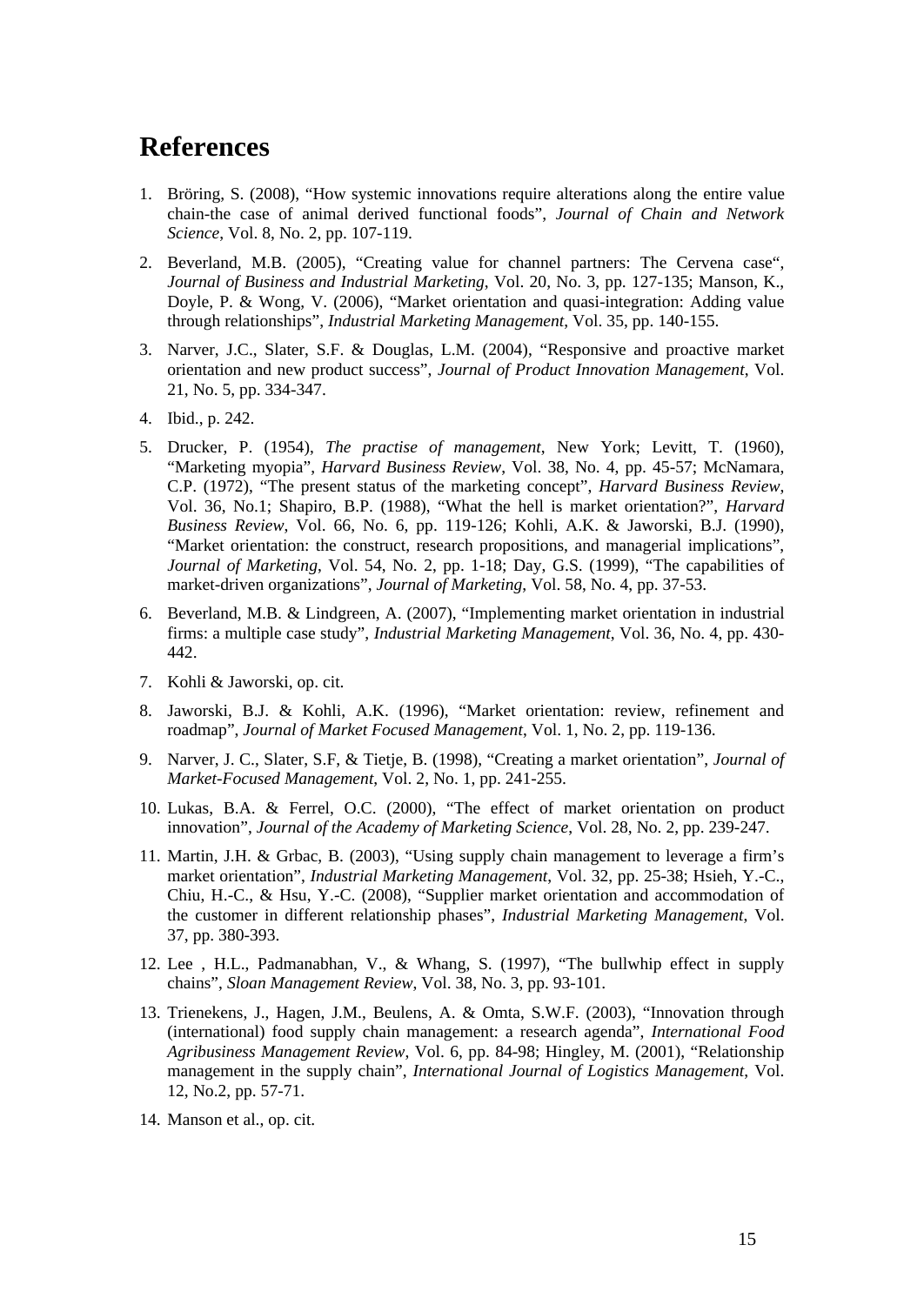# References

1. Bröring, S. (2008), "How systemic innovations require alterations along the entire value chain-the case of animal derived functional foods", *Journal of Chain and Network Science*, Vol. 8, No. 2, pp. 107-119.

2. Beverland, M.B. (2005), "Creating value for channel partners: The Cervena case", *Journal of Business and Industrial Marketing*, Vol. 20, No. 3, pp. 127-135; Manson, K., Doyle, P. & Wong, V. (2006), "Market orientation and quasi-integration: Adding value through relationships", *Industrial Marketing Management*, Vol. 35, pp. 140-155.

3. Narver, J.C., Slater, S.F. & Douglas, L.M. (2004), "Responsive and proactive market orientation and new product success", *Journal of Product Innovation Management*, Vol. 21, No. 5, pp. 334-347.

4. Ibid., p. 242.

5. Drucker, P. (1954), *The practise of management*, New York; Levitt, T. (1960), "Marketing myopia", *Harvard Business Review*, Vol. 38, No. 4, pp. 45-57; McNamara, C.P. (1972), "The present status of the marketing concept", *Harvard Business Review*, Vol. 36, No.1; Shapiro, B.P. (1988), "What the hell is market orientation?", *Harvard Business Review*, Vol. 66, No. 6, pp. 119-126; Kohli, A.K. & Jaworski, B.J. (1990), "Market orientation: the construct, research propositions, and managerial implications", *Journal of Marketing*, Vol. 54, No. 2, pp. 1-18; Day, G.S. (1999), "The capabilities of market-driven organizations", *Journal of Marketing*, Vol. 58, No. 4, pp. 37-53.

6. Beverland, M.B. & Lindgreen, A. (2007), "Implementing market orientation in industrial firms: a multiple case study", *Industrial Marketing Management*, Vol. 36, No. 4, pp. 430-442.

7. Kohli & Jaworski, op. cit.

8. Jaworski, B.J. & Kohli, A.K. (1996), "Market orientation: review, refinement and roadmap", *Journal of Market Focused Management*, Vol. 1, No. 2, pp. 119-136.

9. Narver, J. C., Slater, S.F, & Tietje, B. (1998), "Creating a market orientation", *Journal of Market-Focused Management*, Vol. 2, No. 1, pp. 241-255.

10. Lukas, B.A. & Ferrel, O.C. (2000), "The effect of market orientation on product innovation", *Journal of the Academy of Marketing Science*, Vol. 28, No. 2, pp. 239-247.

11. Martin, J.H. & Grbac, B. (2003), "Using supply chain management to leverage a firm's market orientation", *Industrial Marketing Management*, Vol. 32, pp. 25-38; Hsieh, Y.-C., Chiu, H.-C., & Hsu, Y.-C. (2008), "Supplier market orientation and accommodation of the customer in different relationship phases", *Industrial Marketing Management*, Vol. 37, pp. 380-393.

12. Lee , H.L., Padmanabhan, V., & Whang, S. (1997), "The bullwhip effect in supply chains", *Sloan Management Review*, Vol. 38, No. 3, pp. 93-101.

13. Trienekens, J., Hagen, J.M., Beulens, A. & Omta, S.W.F. (2003), "Innovation through (international) food supply chain management: a research agenda", *International Food Agribusiness Management Review*, Vol. 6, pp. 84-98; Hingley, M. (2001), "Relationship management in the supply chain", *International Journal of Logistics Management*, Vol. 12, No.2, pp. 57-71.

14. Manson et al., op. cit.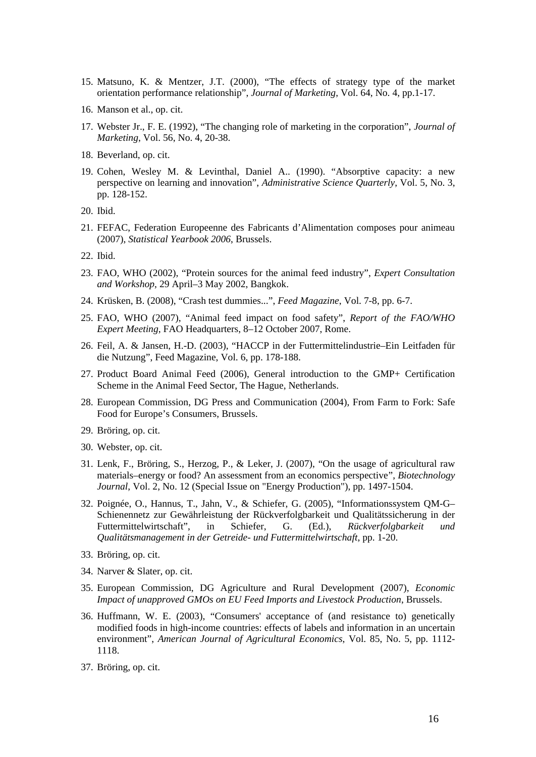15. Matsuno, K. & Mentzer, J.T. (2000), "The effects of strategy type of the market orientation performance relationship", *Journal of Marketing*, Vol. 64, No. 4, pp.1-17.

16. Manson et al., op. cit.

17. Webster Jr., F. E. (1992), "The changing role of marketing in the corporation", *Journal of Marketing*, Vol. 56, No. 4, 20-38.

18. Beverland, op. cit.

19. Cohen, Wesley M. & Levinthal, Daniel A.. (1990). "Absorptive capacity: a new perspective on learning and innovation", *Administrative Science Quarterly*, Vol. 5, No. 3, pp. 128-152.

20. Ibid.

21. FEFAC, Federation Europeenne des Fabricants d'Alimentation composes pour animeau (2007), *Statistical Yearbook 2006*, Brussels.

22. Ibid.

23. FAO, WHO (2002), "Protein sources for the animal feed industry", *Expert Consultation and Workshop*, 29 April–3 May 2002, Bangkok.

24. Krüsken, B. (2008), "Crash test dummies...", *Feed Magazine*, Vol. 7-8, pp. 6-7.

25. FAO, WHO (2007), "Animal feed impact on food safety", *Report of the FAO/WHO Expert Meeting*, FAO Headquarters, 8–12 October 2007, Rome.

26. Feil, A. & Jansen, H.-D. (2003), "HACCP in der Futtermittelindustrie–Ein Leitfaden für die Nutzung", Feed Magazine, Vol. 6, pp. 178-188.

27. Product Board Animal Feed (2006), General introduction to the GMP+ Certification Scheme in the Animal Feed Sector, The Hague, Netherlands.

28. European Commission, DG Press and Communication (2004), From Farm to Fork: Safe Food for Europe's Consumers, Brussels.

29. Bröring, op. cit.

30. Webster, op. cit.

31. Lenk, F., Bröring, S., Herzog, P., & Leker, J. (2007), "On the usage of agricultural raw materials–energy or food? An assessment from an economics perspective", *Biotechnology Journal*, Vol. 2, No. 12 (Special Issue on "Energy Production"), pp. 1497-1504.

32. Poignée, O., Hannus, T., Jahn, V., & Schiefer, G. (2005), "Informationssystem QM-G–Schienennetz zur Gewährleistung der Rückverfolgbarkeit und Qualitätssicherung in der Futtermittelwirtschaft", in Schiefer, G. (Ed.), *Rückverfolgbarkeit und Qualitätsmanagement in der Getreide- und Futtermittelwirtschaft*, pp. 1-20.

33. Bröring, op. cit.

34. Narver & Slater, op. cit.

35. European Commission, DG Agriculture and Rural Development (2007), *Economic Impact of unapproved GMOs on EU Feed Imports and Livestock Production*, Brussels.

36. Huffmann, W. E. (2003), "Consumers' acceptance of (and resistance to) genetically modified foods in high-income countries: effects of labels and information in an uncertain environment", *American Journal of Agricultural Economics*, Vol. 85, No. 5, pp. 1112-1118.

37. Bröring, op. cit.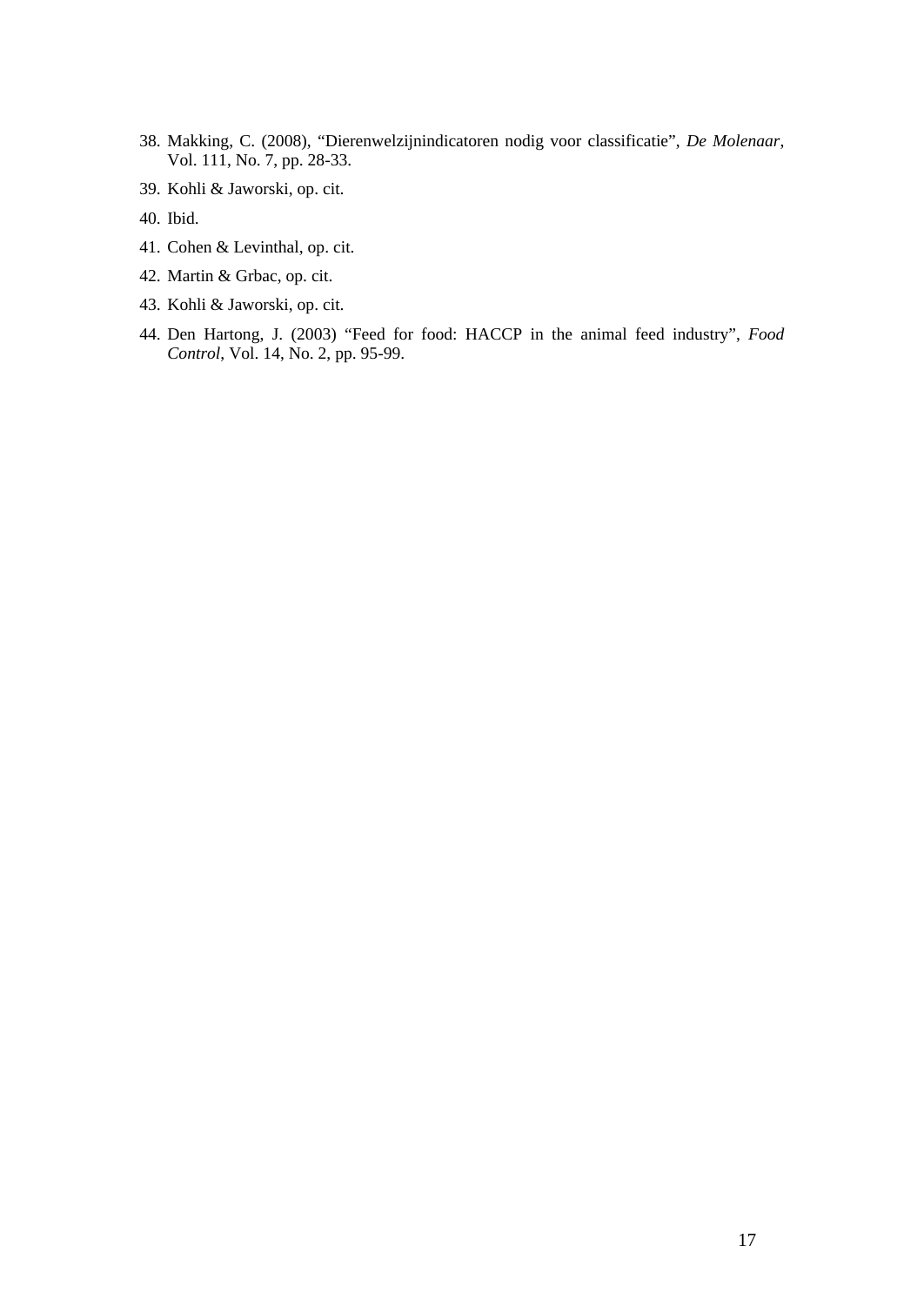38. Makking, C. (2008), "Dierenwelzijnindicatoren nodig voor classificatie", *De Molenaar*, Vol. 111, No. 7, pp. 28-33.
39. Kohli & Jaworski, op. cit.
40. Ibid.
41. Cohen & Levinthal, op. cit.
42. Martin & Grbac, op. cit.
43. Kohli & Jaworski, op. cit.
44. Den Hartong, J. (2003) "Feed for food: HACCP in the animal feed industry", *Food Control*, Vol. 14, No. 2, pp. 95-99.